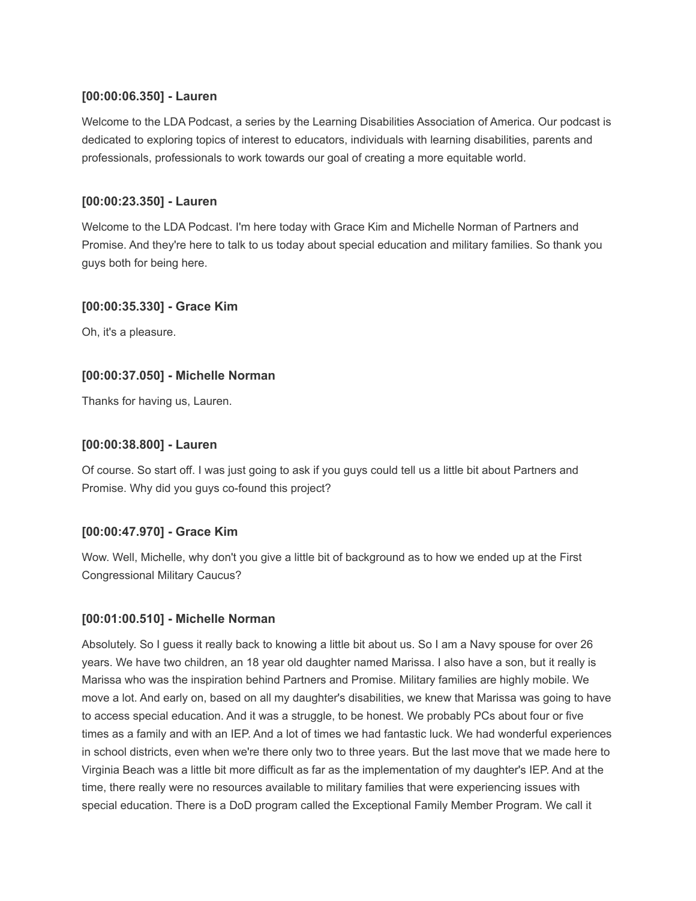**[00:00:06.350] - Lauren**

Welcome to the LDA Podcast, a series by the Learning Disabilities Association of America. Our podcast is dedicated to exploring topics of interest to educators, individuals with learning disabilities, parents and professionals, professionals to work towards our goal of creating a more equitable world.

**[00:00:23.350] - Lauren**

Welcome to the LDA Podcast. I'm here today with Grace Kim and Michelle Norman of Partners and Promise. And they're here to talk to us today about special education and military families. So thank you guys both for being here.

**[00:00:35.330] - Grace Kim**

Oh, it's a pleasure.

**[00:00:37.050] - Michelle Norman**

Thanks for having us, Lauren.

**[00:00:38.800] - Lauren**

Of course. So start off. I was just going to ask if you guys could tell us a little bit about Partners and Promise. Why did you guys co-found this project?

**[00:00:47.970] - Grace Kim**

Wow. Well, Michelle, why don't you give a little bit of background as to how we ended up at the First Congressional Military Caucus?

**[00:01:00.510] - Michelle Norman**

Absolutely. So I guess it really back to knowing a little bit about us. So I am a Navy spouse for over 26 years. We have two children, an 18 year old daughter named Marissa. I also have a son, but it really is Marissa who was the inspiration behind Partners and Promise. Military families are highly mobile. We move a lot. And early on, based on all my daughter's disabilities, we knew that Marissa was going to have to access special education. And it was a struggle, to be honest. We probably PCs about four or five times as a family and with an IEP. And a lot of times we had fantastic luck. We had wonderful experiences in school districts, even when we're there only two to three years. But the last move that we made here to Virginia Beach was a little bit more difficult as far as the implementation of my daughter's IEP. And at the time, there really were no resources available to military families that were experiencing issues with special education. There is a DoD program called the Exceptional Family Member Program. We call it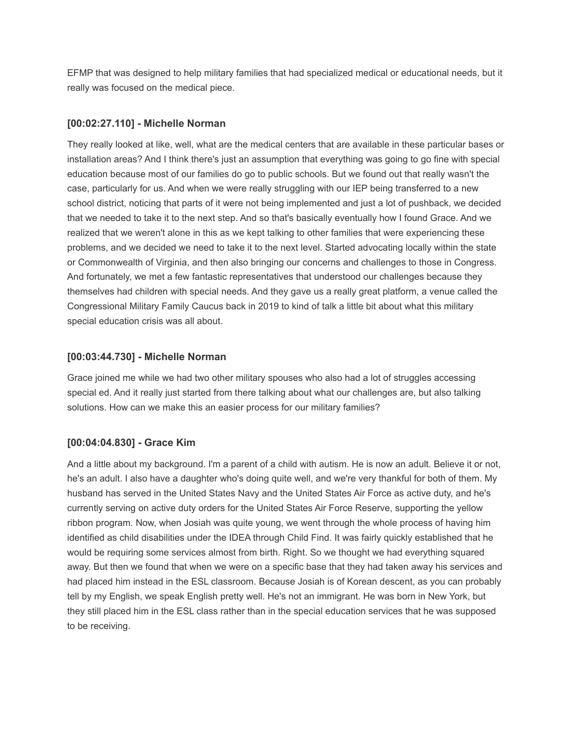EFMP that was designed to help military families that had specialized medical or educational needs, but it really was focused on the medical piece.

### [00:02:27.110] - Michelle Norman

They really looked at like, well, what are the medical centers that are available in these particular bases or installation areas? And I think there's just an assumption that everything was going to go fine with special education because most of our families do go to public schools. But we found out that really wasn't the case, particularly for us. And when we were really struggling with our IEP being transferred to a new school district, noticing that parts of it were not being implemented and just a lot of pushback, we decided that we needed to take it to the next step. And so that's basically eventually how I found Grace. And we realized that we weren't alone in this as we kept talking to other families that were experiencing these problems, and we decided we need to take it to the next level. Started advocating locally within the state or Commonwealth of Virginia, and then also bringing our concerns and challenges to those in Congress. And fortunately, we met a few fantastic representatives that understood our challenges because they themselves had children with special needs. And they gave us a really great platform, a venue called the Congressional Military Family Caucus back in 2019 to kind of talk a little bit about what this military special education crisis was all about.

### [00:03:44.730] - Michelle Norman

Grace joined me while we had two other military spouses who also had a lot of struggles accessing special ed. And it really just started from there talking about what our challenges are, but also talking solutions. How can we make this an easier process for our military families?

### [00:04:04.830] - Grace Kim

And a little about my background. I'm a parent of a child with autism. He is now an adult. Believe it or not, he's an adult. I also have a daughter who's doing quite well, and we're very thankful for both of them. My husband has served in the United States Navy and the United States Air Force as active duty, and he's currently serving on active duty orders for the United States Air Force Reserve, supporting the yellow ribbon program. Now, when Josiah was quite young, we went through the whole process of having him identified as child disabilities under the IDEA through Child Find. It was fairly quickly established that he would be requiring some services almost from birth. Right. So we thought we had everything squared away. But then we found that when we were on a specific base that they had taken away his services and had placed him instead in the ESL classroom. Because Josiah is of Korean descent, as you can probably tell by my English, we speak English pretty well. He's not an immigrant. He was born in New York, but they still placed him in the ESL class rather than in the special education services that he was supposed to be receiving.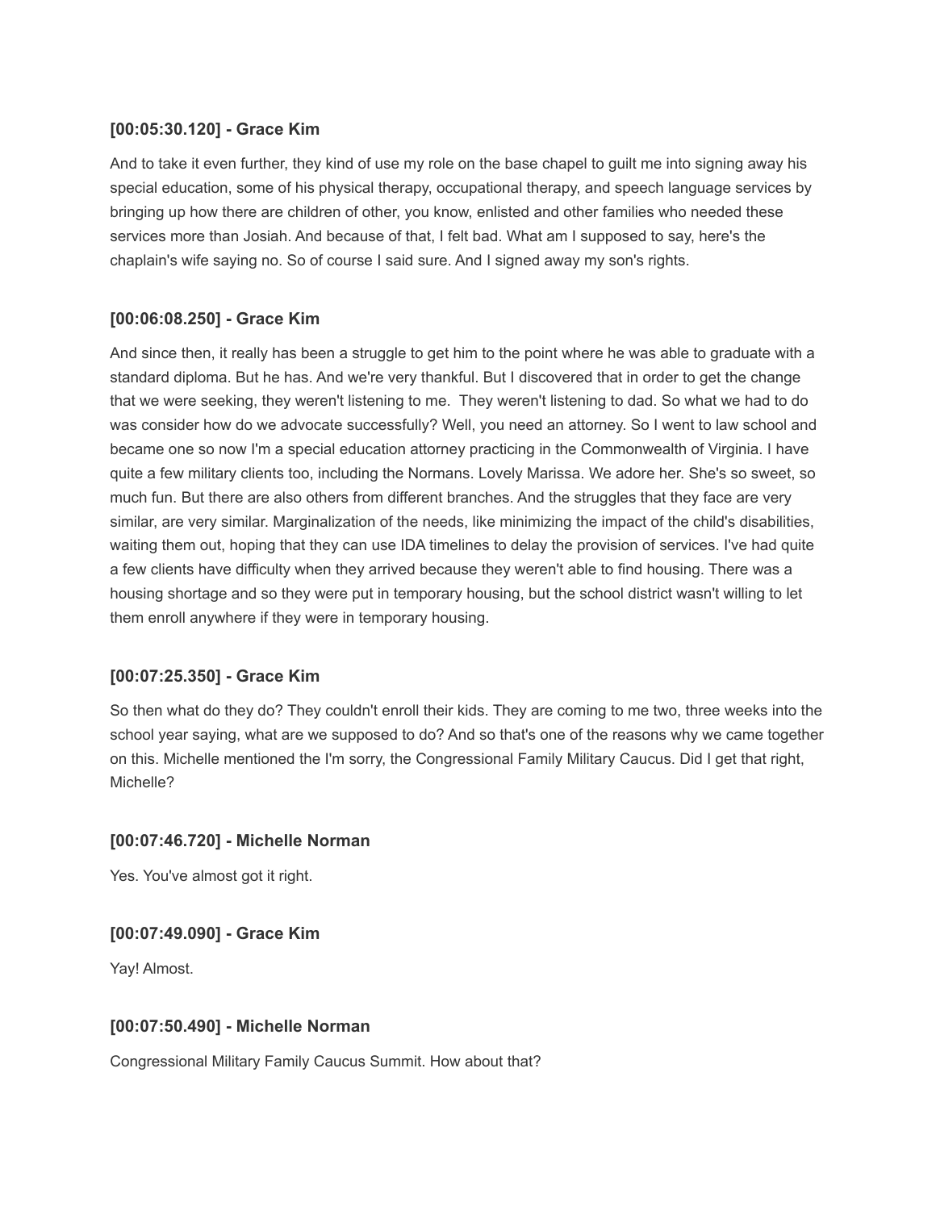### [00:05:30.120] - Grace Kim

And to take it even further, they kind of use my role on the base chapel to guilt me into signing away his special education, some of his physical therapy, occupational therapy, and speech language services by bringing up how there are children of other, you know, enlisted and other families who needed these services more than Josiah. And because of that, I felt bad. What am I supposed to say, here's the chaplain's wife saying no. So of course I said sure. And I signed away my son's rights.

### [00:06:08.250] - Grace Kim

And since then, it really has been a struggle to get him to the point where he was able to graduate with a standard diploma. But he has. And we're very thankful. But I discovered that in order to get the change that we were seeking, they weren't listening to me. They weren't listening to dad. So what we had to do was consider how do we advocate successfully? Well, you need an attorney. So I went to law school and became one so now I'm a special education attorney practicing in the Commonwealth of Virginia. I have quite a few military clients too, including the Normans. Lovely Marissa. We adore her. She's so sweet, so much fun. But there are also others from different branches. And the struggles that they face are very similar, are very similar. Marginalization of the needs, like minimizing the impact of the child's disabilities, waiting them out, hoping that they can use IDA timelines to delay the provision of services. I've had quite a few clients have difficulty when they arrived because they weren't able to find housing. There was a housing shortage and so they were put in temporary housing, but the school district wasn't willing to let them enroll anywhere if they were in temporary housing.

### [00:07:25.350] - Grace Kim

So then what do they do? They couldn't enroll their kids. They are coming to me two, three weeks into the school year saying, what are we supposed to do? And so that's one of the reasons why we came together on this. Michelle mentioned the I'm sorry, the Congressional Family Military Caucus. Did I get that right, Michelle?

### [00:07:46.720] - Michelle Norman

Yes. You've almost got it right.

### [00:07:49.090] - Grace Kim

Yay! Almost.

### [00:07:50.490] - Michelle Norman

Congressional Military Family Caucus Summit. How about that?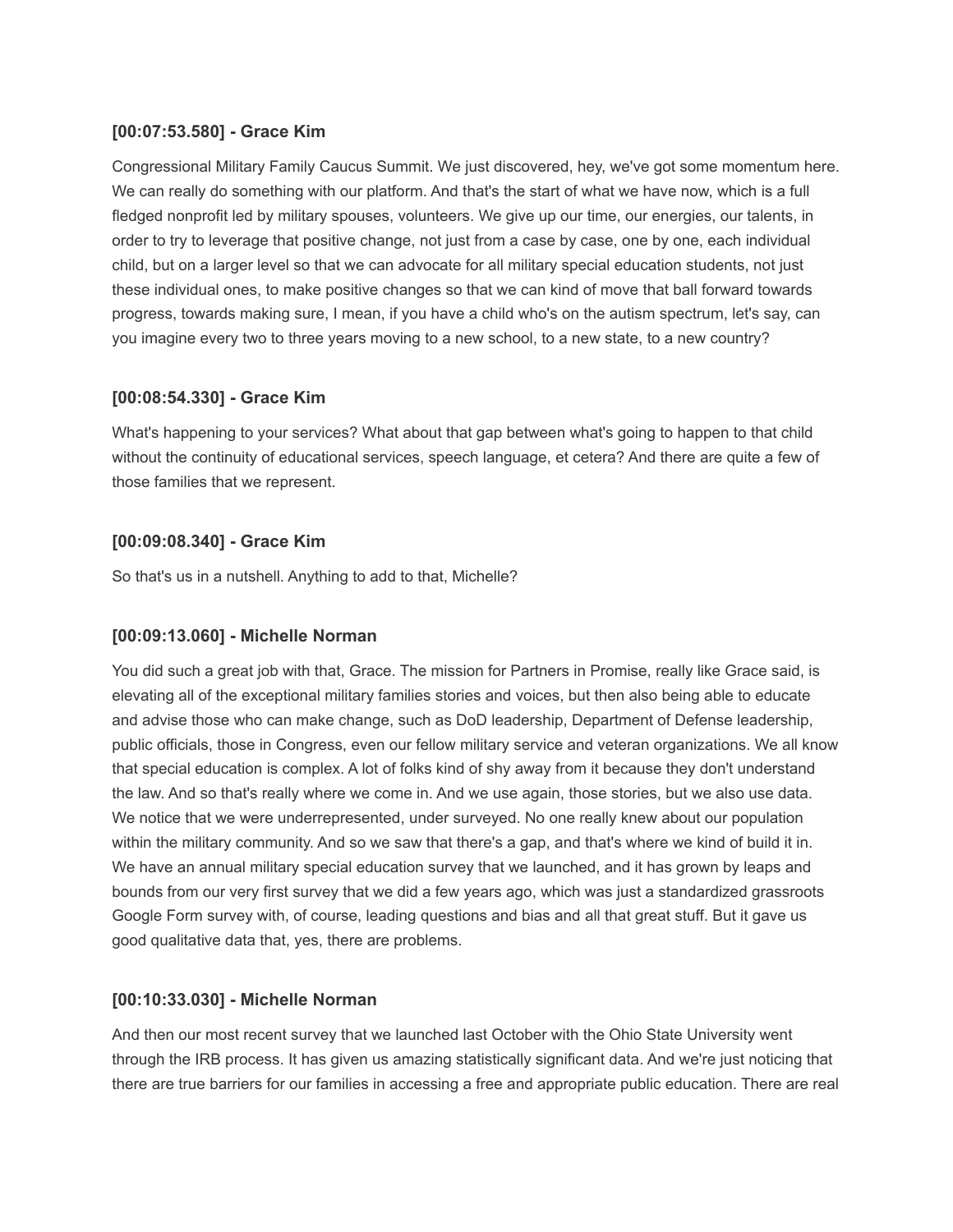### [00:07:53.580] - Grace Kim

Congressional Military Family Caucus Summit. We just discovered, hey, we've got some momentum here. We can really do something with our platform. And that's the start of what we have now, which is a full fledged nonprofit led by military spouses, volunteers. We give up our time, our energies, our talents, in order to try to leverage that positive change, not just from a case by case, one by one, each individual child, but on a larger level so that we can advocate for all military special education students, not just these individual ones, to make positive changes so that we can kind of move that ball forward towards progress, towards making sure, I mean, if you have a child who's on the autism spectrum, let's say, can you imagine every two to three years moving to a new school, to a new state, to a new country?

### [00:08:54.330] - Grace Kim

What's happening to your services? What about that gap between what's going to happen to that child without the continuity of educational services, speech language, et cetera? And there are quite a few of those families that we represent.

### [00:09:08.340] - Grace Kim

So that's us in a nutshell. Anything to add to that, Michelle?

### [00:09:13.060] - Michelle Norman

You did such a great job with that, Grace. The mission for Partners in Promise, really like Grace said, is elevating all of the exceptional military families stories and voices, but then also being able to educate and advise those who can make change, such as DoD leadership, Department of Defense leadership, public officials, those in Congress, even our fellow military service and veteran organizations. We all know that special education is complex. A lot of folks kind of shy away from it because they don't understand the law. And so that's really where we come in. And we use again, those stories, but we also use data. We notice that we were underrepresented, under surveyed. No one really knew about our population within the military community. And so we saw that there's a gap, and that's where we kind of build it in. We have an annual military special education survey that we launched, and it has grown by leaps and bounds from our very first survey that we did a few years ago, which was just a standardized grassroots Google Form survey with, of course, leading questions and bias and all that great stuff. But it gave us good qualitative data that, yes, there are problems.

### [00:10:33.030] - Michelle Norman

And then our most recent survey that we launched last October with the Ohio State University went through the IRB process. It has given us amazing statistically significant data. And we're just noticing that there are true barriers for our families in accessing a free and appropriate public education. There are real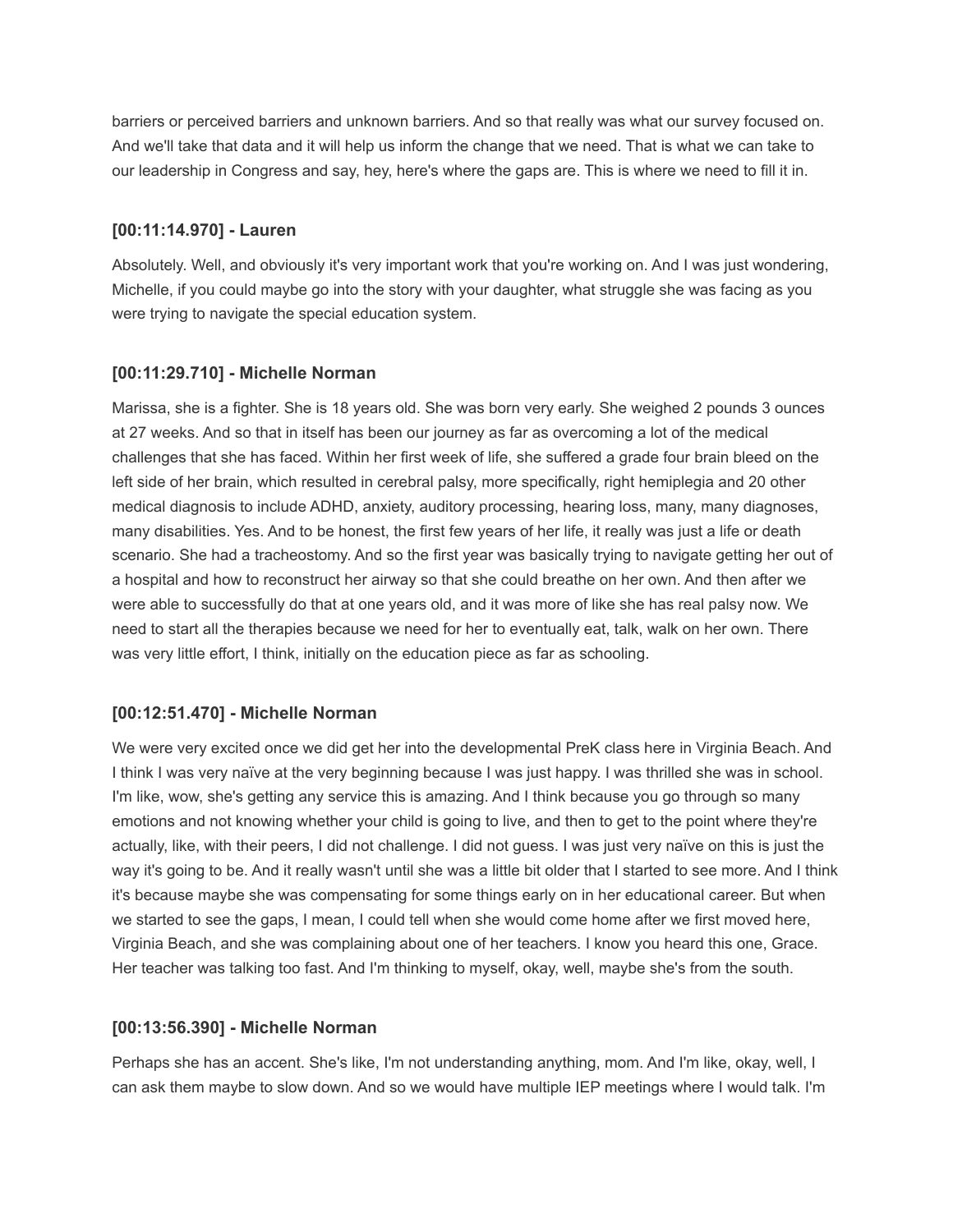barriers or perceived barriers and unknown barriers. And so that really was what our survey focused on. And we'll take that data and it will help us inform the change that we need. That is what we can take to our leadership in Congress and say, hey, here's where the gaps are. This is where we need to fill it in.

### [00:11:14.970] - Lauren

Absolutely. Well, and obviously it's very important work that you're working on. And I was just wondering, Michelle, if you could maybe go into the story with your daughter, what struggle she was facing as you were trying to navigate the special education system.

### [00:11:29.710] - Michelle Norman

Marissa, she is a fighter. She is 18 years old. She was born very early. She weighed 2 pounds 3 ounces at 27 weeks. And so that in itself has been our journey as far as overcoming a lot of the medical challenges that she has faced. Within her first week of life, she suffered a grade four brain bleed on the left side of her brain, which resulted in cerebral palsy, more specifically, right hemiplegia and 20 other medical diagnosis to include ADHD, anxiety, auditory processing, hearing loss, many, many diagnoses, many disabilities. Yes. And to be honest, the first few years of her life, it really was just a life or death scenario. She had a tracheostomy. And so the first year was basically trying to navigate getting her out of a hospital and how to reconstruct her airway so that she could breathe on her own. And then after we were able to successfully do that at one years old, and it was more of like she has real palsy now. We need to start all the therapies because we need for her to eventually eat, talk, walk on her own. There was very little effort, I think, initially on the education piece as far as schooling.

### [00:12:51.470] - Michelle Norman

We were very excited once we did get her into the developmental PreK class here in Virginia Beach. And I think I was very naïve at the very beginning because I was just happy. I was thrilled she was in school. I'm like, wow, she's getting any service this is amazing. And I think because you go through so many emotions and not knowing whether your child is going to live, and then to get to the point where they're actually, like, with their peers, I did not challenge. I did not guess. I was just very naïve on this is just the way it's going to be. And it really wasn't until she was a little bit older that I started to see more. And I think it's because maybe she was compensating for some things early on in her educational career. But when we started to see the gaps, I mean, I could tell when she would come home after we first moved here, Virginia Beach, and she was complaining about one of her teachers. I know you heard this one, Grace. Her teacher was talking too fast. And I'm thinking to myself, okay, well, maybe she's from the south.

### [00:13:56.390] - Michelle Norman

Perhaps she has an accent. She's like, I'm not understanding anything, mom. And I'm like, okay, well, I can ask them maybe to slow down. And so we would have multiple IEP meetings where I would talk. I'm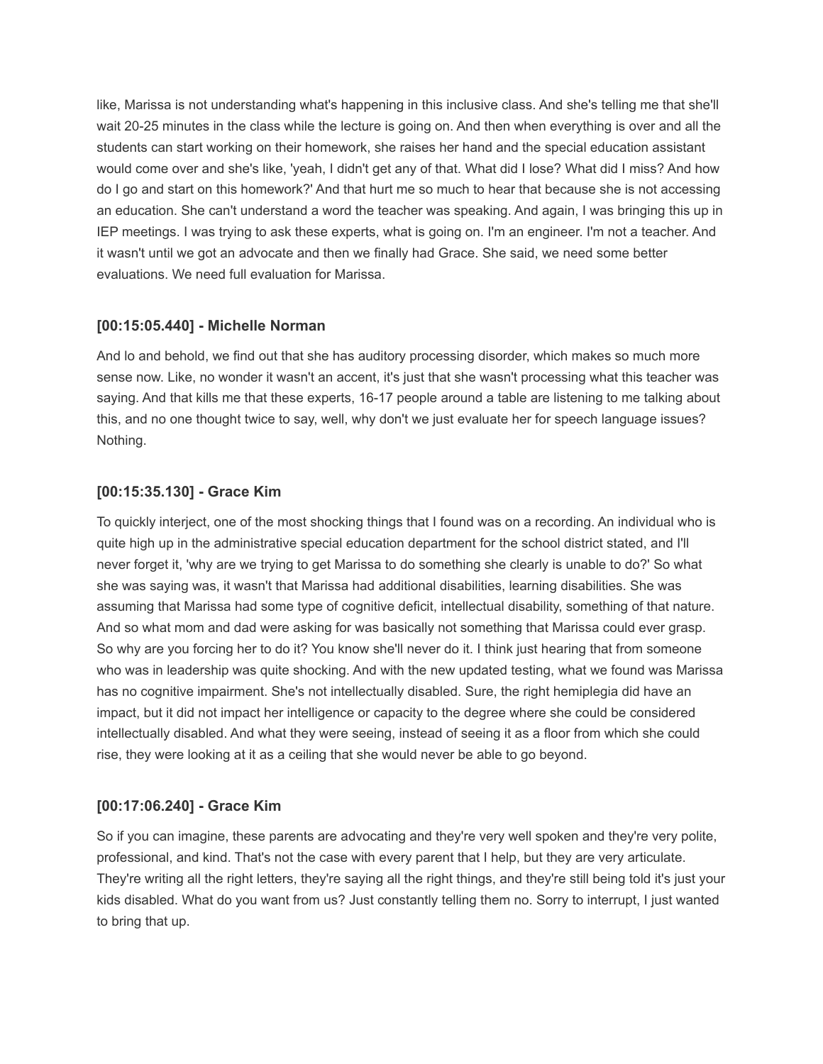like, Marissa is not understanding what's happening in this inclusive class. And she's telling me that she'll wait 20-25 minutes in the class while the lecture is going on. And then when everything is over and all the students can start working on their homework, she raises her hand and the special education assistant would come over and she's like, 'yeah, I didn't get any of that. What did I lose? What did I miss? And how do I go and start on this homework?' And that hurt me so much to hear that because she is not accessing an education. She can't understand a word the teacher was speaking. And again, I was bringing this up in IEP meetings. I was trying to ask these experts, what is going on. I'm an engineer. I'm not a teacher. And it wasn't until we got an advocate and then we finally had Grace. She said, we need some better evaluations. We need full evaluation for Marissa.

### [00:15:05.440] - Michelle Norman

And lo and behold, we find out that she has auditory processing disorder, which makes so much more sense now. Like, no wonder it wasn't an accent, it's just that she wasn't processing what this teacher was saying. And that kills me that these experts, 16-17 people around a table are listening to me talking about this, and no one thought twice to say, well, why don't we just evaluate her for speech language issues? Nothing.

### [00:15:35.130] - Grace Kim

To quickly interject, one of the most shocking things that I found was on a recording. An individual who is quite high up in the administrative special education department for the school district stated, and I'll never forget it, 'why are we trying to get Marissa to do something she clearly is unable to do?' So what she was saying was, it wasn't that Marissa had additional disabilities, learning disabilities. She was assuming that Marissa had some type of cognitive deficit, intellectual disability, something of that nature. And so what mom and dad were asking for was basically not something that Marissa could ever grasp. So why are you forcing her to do it? You know she'll never do it. I think just hearing that from someone who was in leadership was quite shocking. And with the new updated testing, what we found was Marissa has no cognitive impairment. She's not intellectually disabled. Sure, the right hemiplegia did have an impact, but it did not impact her intelligence or capacity to the degree where she could be considered intellectually disabled. And what they were seeing, instead of seeing it as a floor from which she could rise, they were looking at it as a ceiling that she would never be able to go beyond.

### [00:17:06.240] - Grace Kim

So if you can imagine, these parents are advocating and they're very well spoken and they're very polite, professional, and kind. That's not the case with every parent that I help, but they are very articulate. They're writing all the right letters, they're saying all the right things, and they're still being told it's just your kids disabled. What do you want from us? Just constantly telling them no. Sorry to interrupt, I just wanted to bring that up.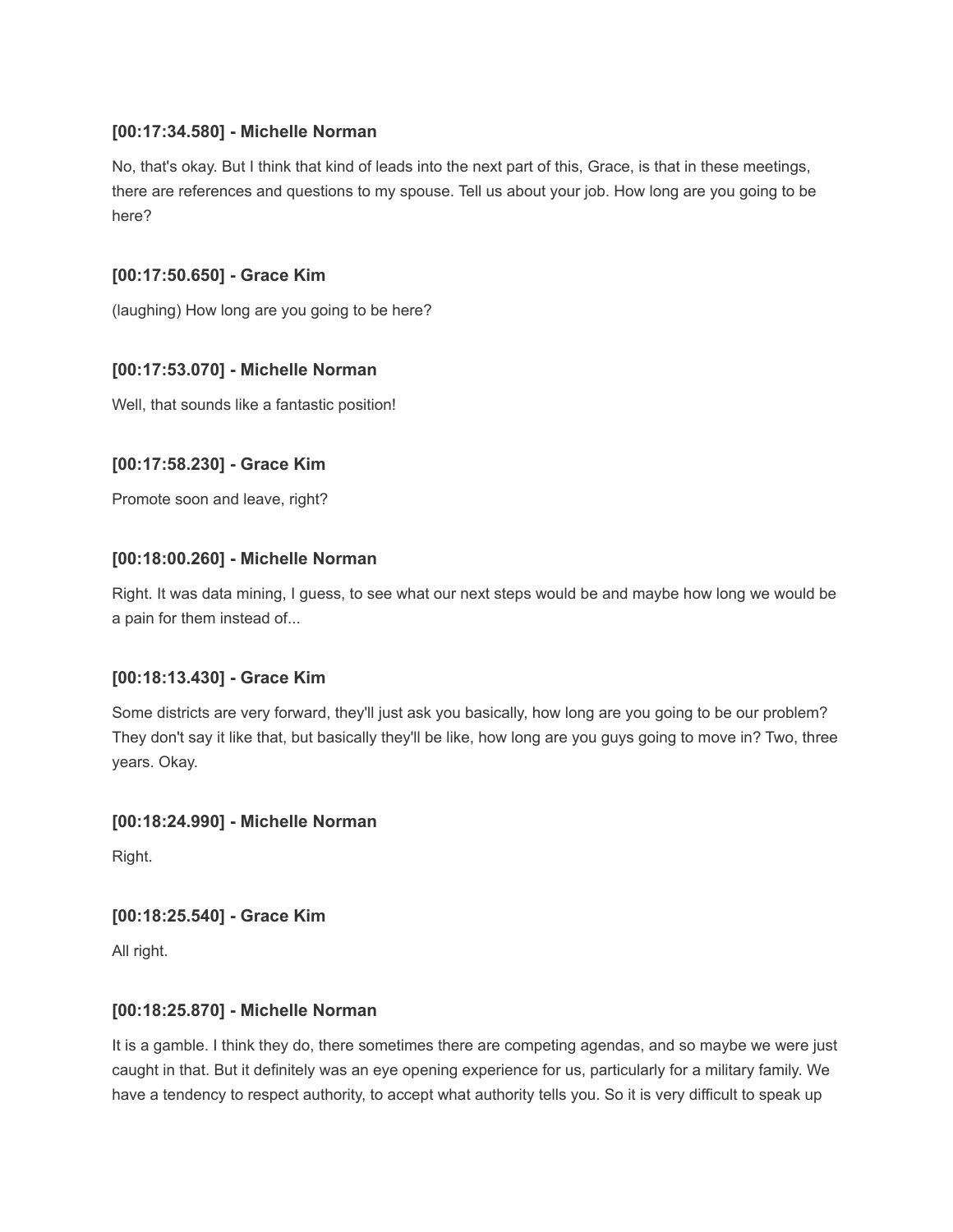**[00:17:34.580] - Michelle Norman**

No, that's okay. But I think that kind of leads into the next part of this, Grace, is that in these meetings, there are references and questions to my spouse. Tell us about your job. How long are you going to be here?

**[00:17:50.650] - Grace Kim**

(laughing) How long are you going to be here?

**[00:17:53.070] - Michelle Norman**

Well, that sounds like a fantastic position!

**[00:17:58.230] - Grace Kim**

Promote soon and leave, right?

**[00:18:00.260] - Michelle Norman**

Right. It was data mining, I guess, to see what our next steps would be and maybe how long we would be a pain for them instead of...

**[00:18:13.430] - Grace Kim**

Some districts are very forward, they'll just ask you basically, how long are you going to be our problem? They don't say it like that, but basically they'll be like, how long are you guys going to move in? Two, three years. Okay.

**[00:18:24.990] - Michelle Norman**

Right.

**[00:18:25.540] - Grace Kim**

All right.

**[00:18:25.870] - Michelle Norman**

It is a gamble. I think they do, there sometimes there are competing agendas, and so maybe we were just caught in that. But it definitely was an eye opening experience for us, particularly for a military family. We have a tendency to respect authority, to accept what authority tells you. So it is very difficult to speak up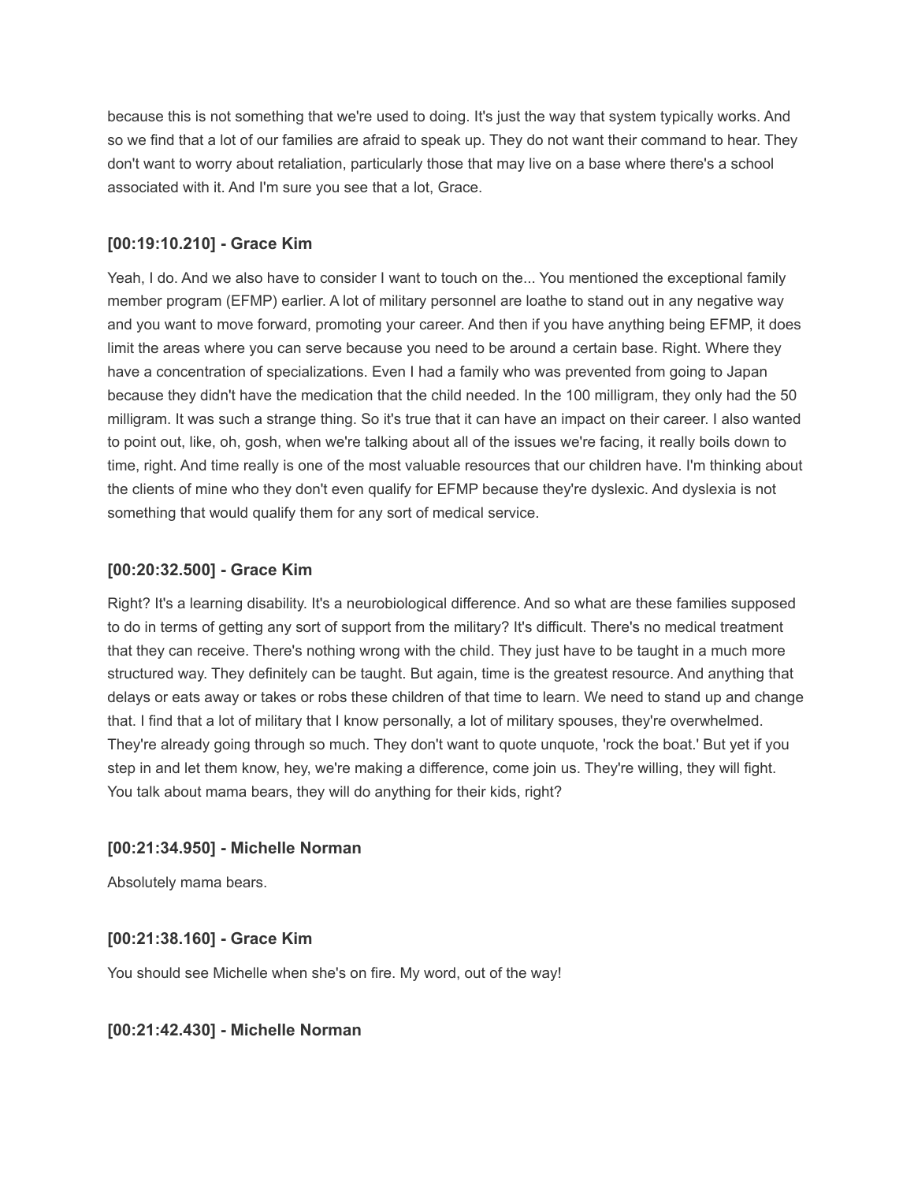because this is not something that we're used to doing. It's just the way that system typically works. And so we find that a lot of our families are afraid to speak up. They do not want their command to hear. They don't want to worry about retaliation, particularly those that may live on a base where there's a school associated with it. And I'm sure you see that a lot, Grace.

**[00:19:10.210] - Grace Kim**

Yeah, I do. And we also have to consider I want to touch on the... You mentioned the exceptional family member program (EFMP) earlier. A lot of military personnel are loathe to stand out in any negative way and you want to move forward, promoting your career. And then if you have anything being EFMP, it does limit the areas where you can serve because you need to be around a certain base. Right. Where they have a concentration of specializations. Even I had a family who was prevented from going to Japan because they didn't have the medication that the child needed. In the 100 milligram, they only had the 50 milligram. It was such a strange thing. So it's true that it can have an impact on their career. I also wanted to point out, like, oh, gosh, when we're talking about all of the issues we're facing, it really boils down to time, right. And time really is one of the most valuable resources that our children have. I'm thinking about the clients of mine who they don't even qualify for EFMP because they're dyslexic. And dyslexia is not something that would qualify them for any sort of medical service.

**[00:20:32.500] - Grace Kim**

Right? It's a learning disability. It's a neurobiological difference. And so what are these families supposed to do in terms of getting any sort of support from the military? It's difficult. There's no medical treatment that they can receive. There's nothing wrong with the child. They just have to be taught in a much more structured way. They definitely can be taught. But again, time is the greatest resource. And anything that delays or eats away or takes or robs these children of that time to learn. We need to stand up and change that. I find that a lot of military that I know personally, a lot of military spouses, they're overwhelmed. They're already going through so much. They don't want to quote unquote, 'rock the boat.' But yet if you step in and let them know, hey, we're making a difference, come join us. They're willing, they will fight. You talk about mama bears, they will do anything for their kids, right?

**[00:21:34.950] - Michelle Norman**

Absolutely mama bears.

**[00:21:38.160] - Grace Kim**

You should see Michelle when she's on fire. My word, out of the way!

**[00:21:42.430] - Michelle Norman**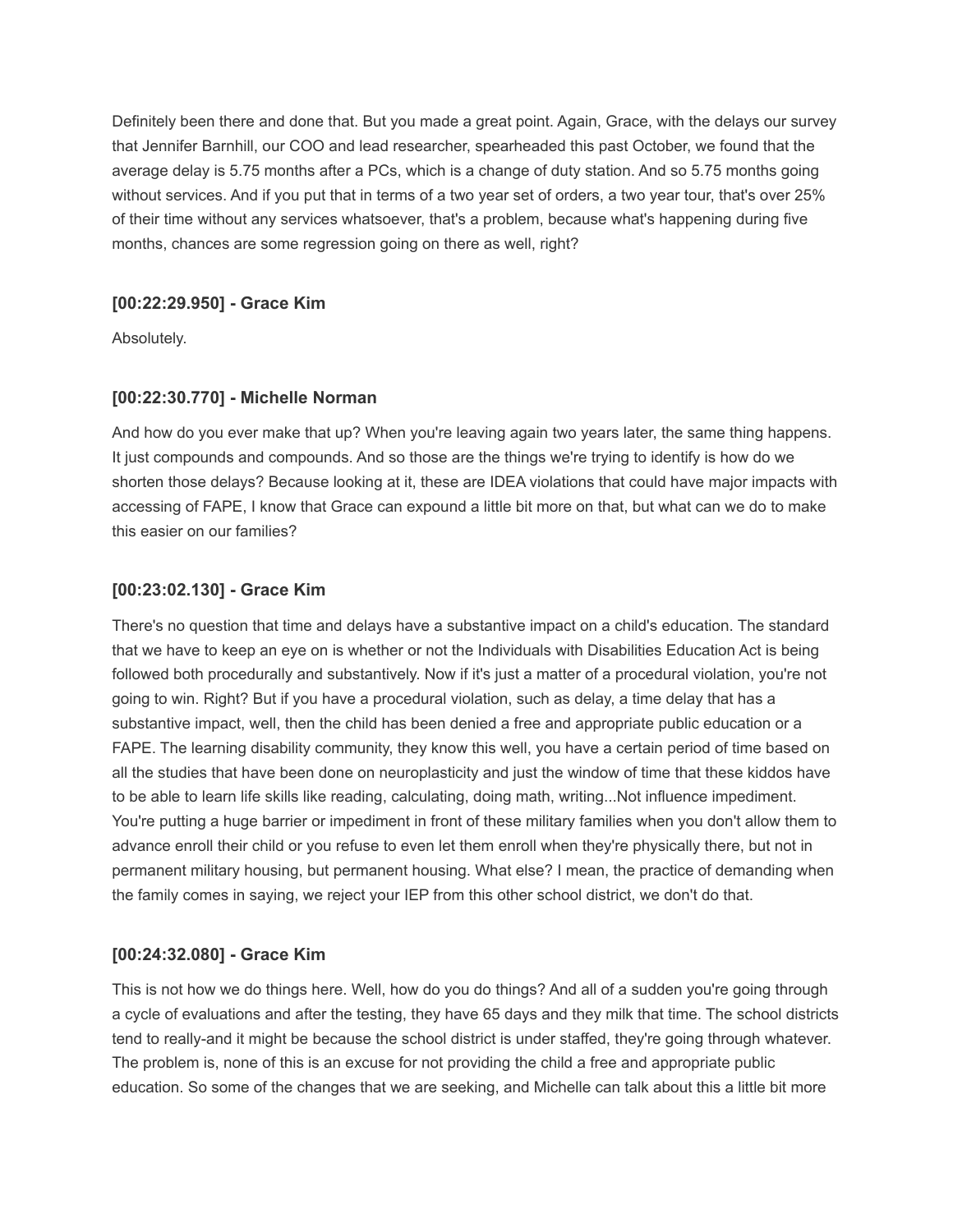Definitely been there and done that. But you made a great point. Again, Grace, with the delays our survey that Jennifer Barnhill, our COO and lead researcher, spearheaded this past October, we found that the average delay is 5.75 months after a PCs, which is a change of duty station. And so 5.75 months going without services. And if you put that in terms of a two year set of orders, a two year tour, that's over 25% of their time without any services whatsoever, that's a problem, because what's happening during five months, chances are some regression going on there as well, right?

### [00:22:29.950] - Grace Kim

Absolutely.

### [00:22:30.770] - Michelle Norman

And how do you ever make that up? When you're leaving again two years later, the same thing happens. It just compounds and compounds. And so those are the things we're trying to identify is how do we shorten those delays? Because looking at it, these are IDEA violations that could have major impacts with accessing of FAPE, I know that Grace can expound a little bit more on that, but what can we do to make this easier on our families?

### [00:23:02.130] - Grace Kim

There's no question that time and delays have a substantive impact on a child's education. The standard that we have to keep an eye on is whether or not the Individuals with Disabilities Education Act is being followed both procedurally and substantively. Now if it's just a matter of a procedural violation, you're not going to win. Right? But if you have a procedural violation, such as delay, a time delay that has a substantive impact, well, then the child has been denied a free and appropriate public education or a FAPE. The learning disability community, they know this well, you have a certain period of time based on all the studies that have been done on neuroplasticity and just the window of time that these kiddos have to be able to learn life skills like reading, calculating, doing math, writing...Not influence impediment. You're putting a huge barrier or impediment in front of these military families when you don't allow them to advance enroll their child or you refuse to even let them enroll when they're physically there, but not in permanent military housing, but permanent housing. What else? I mean, the practice of demanding when the family comes in saying, we reject your IEP from this other school district, we don't do that.

### [00:24:32.080] - Grace Kim

This is not how we do things here. Well, how do you do things? And all of a sudden you're going through a cycle of evaluations and after the testing, they have 65 days and they milk that time. The school districts tend to really-and it might be because the school district is under staffed, they're going through whatever. The problem is, none of this is an excuse for not providing the child a free and appropriate public education. So some of the changes that we are seeking, and Michelle can talk about this a little bit more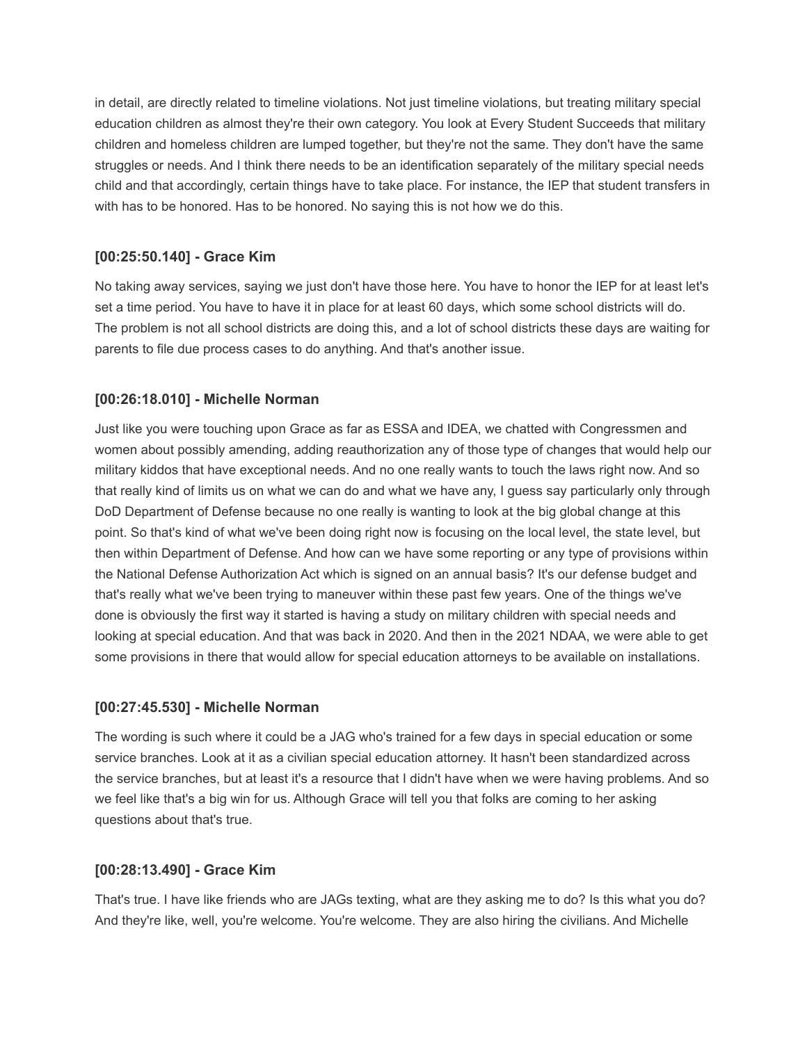in detail, are directly related to timeline violations. Not just timeline violations, but treating military special education children as almost they're their own category. You look at Every Student Succeeds that military children and homeless children are lumped together, but they're not the same. They don't have the same struggles or needs. And I think there needs to be an identification separately of the military special needs child and that accordingly, certain things have to take place. For instance, the IEP that student transfers in with has to be honored. Has to be honored. No saying this is not how we do this.

### [00:25:50.140] - Grace Kim

No taking away services, saying we just don't have those here. You have to honor the IEP for at least let's set a time period. You have to have it in place for at least 60 days, which some school districts will do. The problem is not all school districts are doing this, and a lot of school districts these days are waiting for parents to file due process cases to do anything. And that's another issue.

### [00:26:18.010] - Michelle Norman

Just like you were touching upon Grace as far as ESSA and IDEA, we chatted with Congressmen and women about possibly amending, adding reauthorization any of those type of changes that would help our military kiddos that have exceptional needs. And no one really wants to touch the laws right now. And so that really kind of limits us on what we can do and what we have any, I guess say particularly only through DoD Department of Defense because no one really is wanting to look at the big global change at this point. So that's kind of what we've been doing right now is focusing on the local level, the state level, but then within Department of Defense. And how can we have some reporting or any type of provisions within the National Defense Authorization Act which is signed on an annual basis? It's our defense budget and that's really what we've been trying to maneuver within these past few years. One of the things we've done is obviously the first way it started is having a study on military children with special needs and looking at special education. And that was back in 2020. And then in the 2021 NDAA, we were able to get some provisions in there that would allow for special education attorneys to be available on installations.

### [00:27:45.530] - Michelle Norman

The wording is such where it could be a JAG who's trained for a few days in special education or some service branches. Look at it as a civilian special education attorney. It hasn't been standardized across the service branches, but at least it's a resource that I didn't have when we were having problems. And so we feel like that's a big win for us. Although Grace will tell you that folks are coming to her asking questions about that's true.

### [00:28:13.490] - Grace Kim

That's true. I have like friends who are JAGs texting, what are they asking me to do? Is this what you do? And they're like, well, you're welcome. You're welcome. They are also hiring the civilians. And Michelle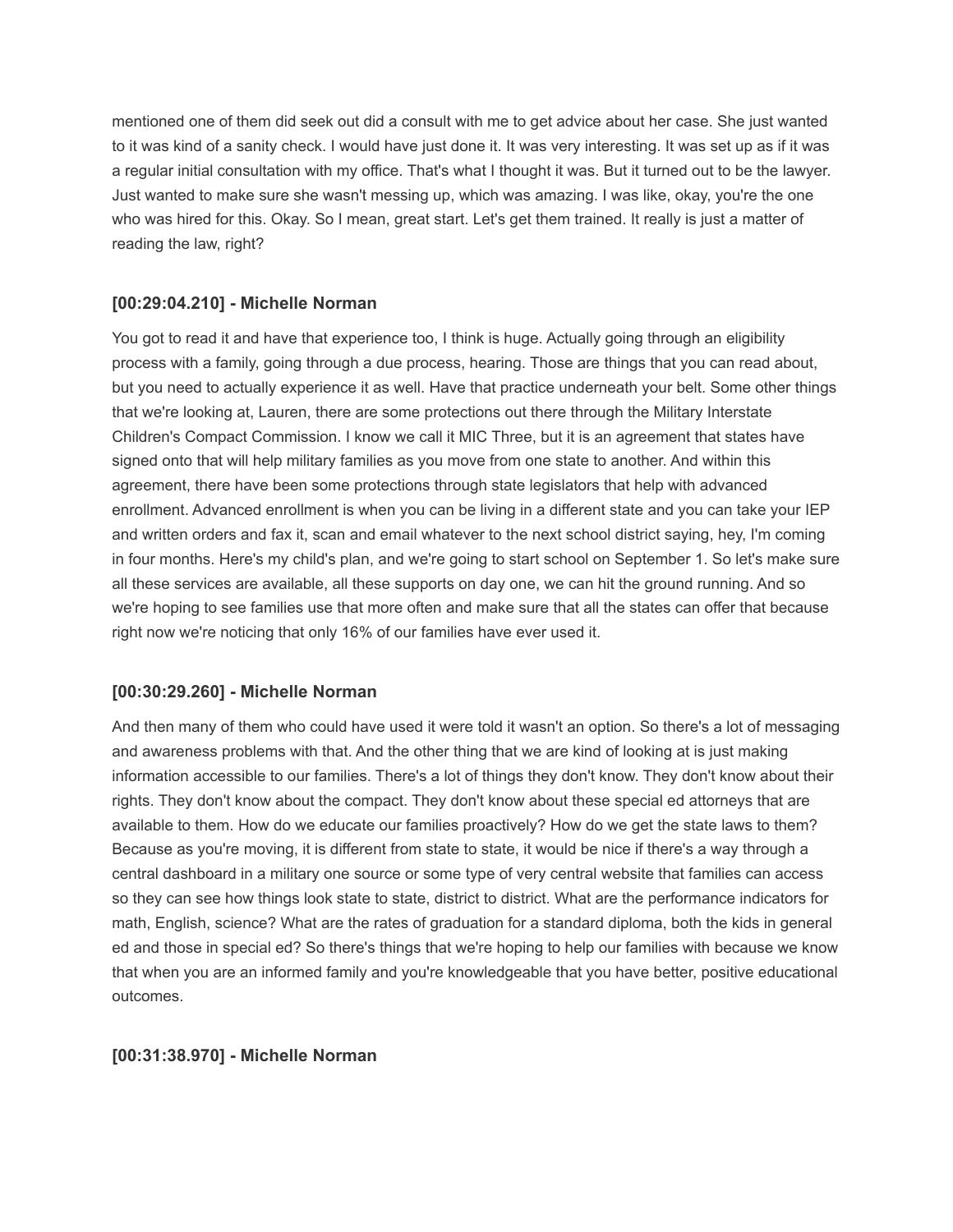mentioned one of them did seek out did a consult with me to get advice about her case. She just wanted to it was kind of a sanity check. I would have just done it. It was very interesting. It was set up as if it was a regular initial consultation with my office. That's what I thought it was. But it turned out to be the lawyer. Just wanted to make sure she wasn't messing up, which was amazing. I was like, okay, you're the one who was hired for this. Okay. So I mean, great start. Let's get them trained. It really is just a matter of reading the law, right?

### [00:29:04.210] - Michelle Norman

You got to read it and have that experience too, I think is huge. Actually going through an eligibility process with a family, going through a due process, hearing. Those are things that you can read about, but you need to actually experience it as well. Have that practice underneath your belt. Some other things that we're looking at, Lauren, there are some protections out there through the Military Interstate Children's Compact Commission. I know we call it MIC Three, but it is an agreement that states have signed onto that will help military families as you move from one state to another. And within this agreement, there have been some protections through state legislators that help with advanced enrollment. Advanced enrollment is when you can be living in a different state and you can take your IEP and written orders and fax it, scan and email whatever to the next school district saying, hey, I'm coming in four months. Here's my child's plan, and we're going to start school on September 1. So let's make sure all these services are available, all these supports on day one, we can hit the ground running. And so we're hoping to see families use that more often and make sure that all the states can offer that because right now we're noticing that only 16% of our families have ever used it.

### [00:30:29.260] - Michelle Norman

And then many of them who could have used it were told it wasn't an option. So there's a lot of messaging and awareness problems with that. And the other thing that we are kind of looking at is just making information accessible to our families. There's a lot of things they don't know. They don't know about their rights. They don't know about the compact. They don't know about these special ed attorneys that are available to them. How do we educate our families proactively? How do we get the state laws to them? Because as you're moving, it is different from state to state, it would be nice if there's a way through a central dashboard in a military one source or some type of very central website that families can access so they can see how things look state to state, district to district. What are the performance indicators for math, English, science? What are the rates of graduation for a standard diploma, both the kids in general ed and those in special ed? So there's things that we're hoping to help our families with because we know that when you are an informed family and you're knowledgeable that you have better, positive educational outcomes.

### [00:31:38.970] - Michelle Norman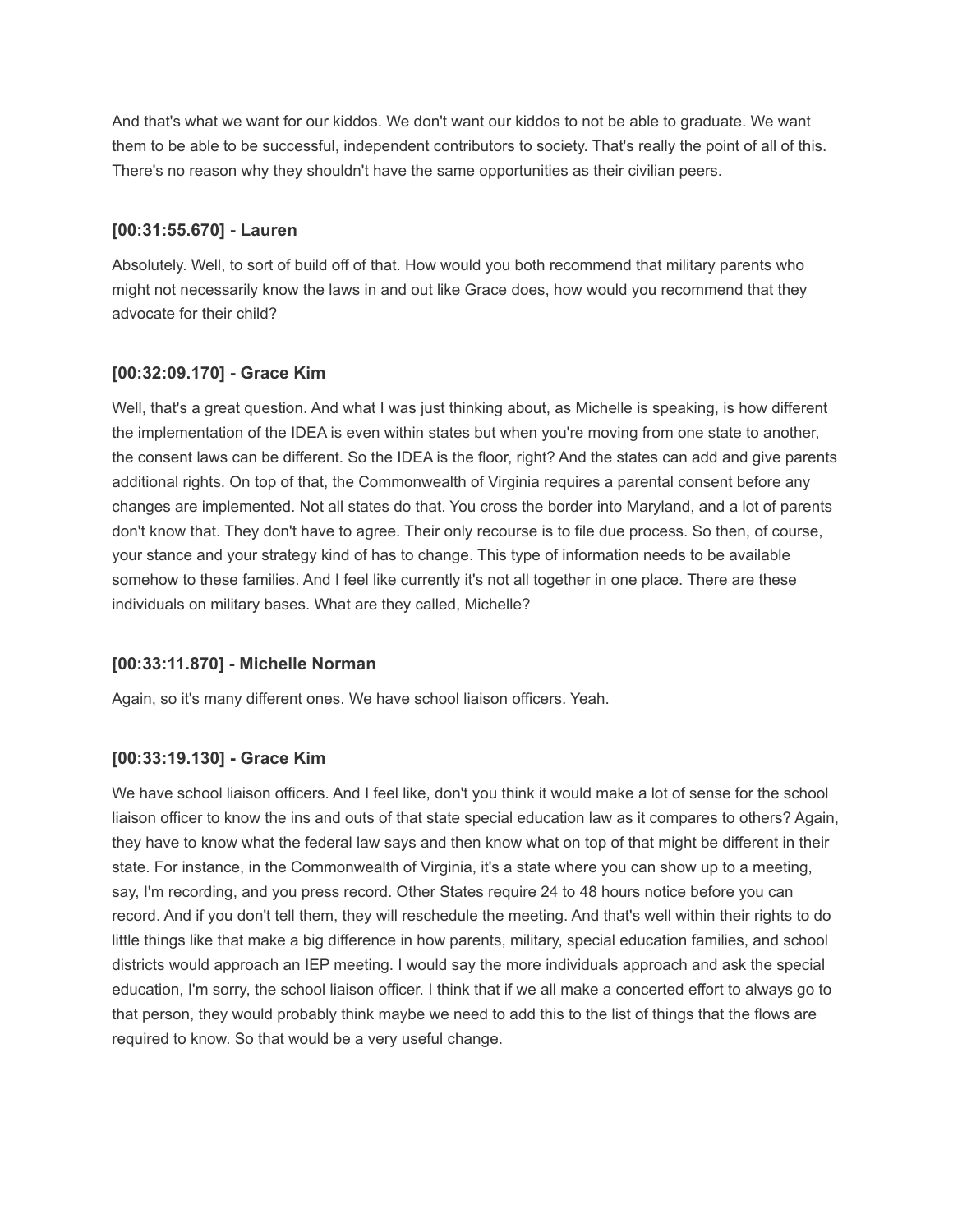And that's what we want for our kiddos. We don't want our kiddos to not be able to graduate. We want them to be able to be successful, independent contributors to society. That's really the point of all of this. There's no reason why they shouldn't have the same opportunities as their civilian peers.

### [00:31:55.670] - Lauren

Absolutely. Well, to sort of build off of that. How would you both recommend that military parents who might not necessarily know the laws in and out like Grace does, how would you recommend that they advocate for their child?

### [00:32:09.170] - Grace Kim

Well, that's a great question. And what I was just thinking about, as Michelle is speaking, is how different the implementation of the IDEA is even within states but when you're moving from one state to another, the consent laws can be different. So the IDEA is the floor, right? And the states can add and give parents additional rights. On top of that, the Commonwealth of Virginia requires a parental consent before any changes are implemented. Not all states do that. You cross the border into Maryland, and a lot of parents don't know that. They don't have to agree. Their only recourse is to file due process. So then, of course, your stance and your strategy kind of has to change. This type of information needs to be available somehow to these families. And I feel like currently it's not all together in one place. There are these individuals on military bases. What are they called, Michelle?

### [00:33:11.870] - Michelle Norman

Again, so it's many different ones. We have school liaison officers. Yeah.

### [00:33:19.130] - Grace Kim

We have school liaison officers. And I feel like, don't you think it would make a lot of sense for the school liaison officer to know the ins and outs of that state special education law as it compares to others? Again, they have to know what the federal law says and then know what on top of that might be different in their state. For instance, in the Commonwealth of Virginia, it's a state where you can show up to a meeting, say, I'm recording, and you press record. Other States require 24 to 48 hours notice before you can record. And if you don't tell them, they will reschedule the meeting. And that's well within their rights to do little things like that make a big difference in how parents, military, special education families, and school districts would approach an IEP meeting. I would say the more individuals approach and ask the special education, I'm sorry, the school liaison officer. I think that if we all make a concerted effort to always go to that person, they would probably think maybe we need to add this to the list of things that the flows are required to know. So that would be a very useful change.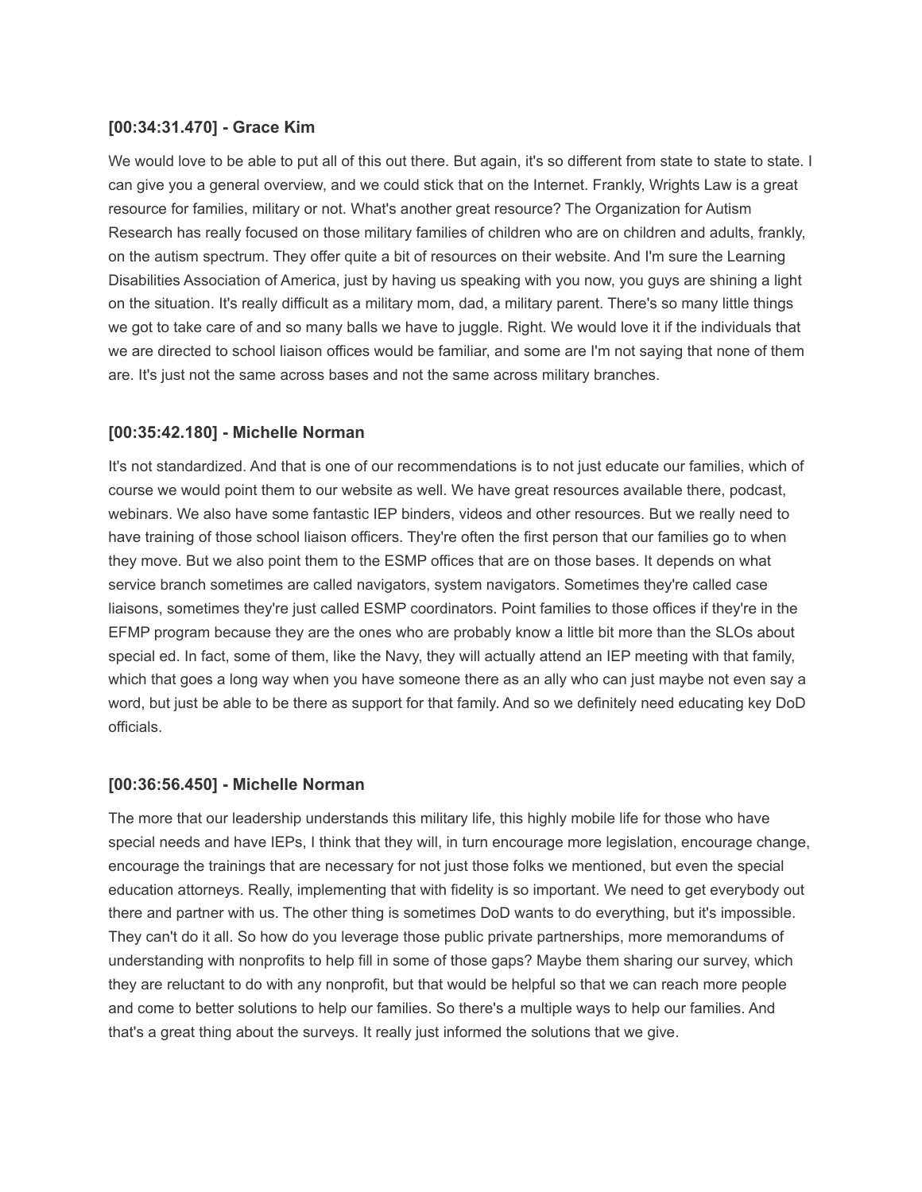### [00:34:31.470] - Grace Kim

We would love to be able to put all of this out there. But again, it's so different from state to state to state. I can give you a general overview, and we could stick that on the Internet. Frankly, Wrights Law is a great resource for families, military or not. What's another great resource? The Organization for Autism Research has really focused on those military families of children who are on children and adults, frankly, on the autism spectrum. They offer quite a bit of resources on their website. And I'm sure the Learning Disabilities Association of America, just by having us speaking with you now, you guys are shining a light on the situation. It's really difficult as a military mom, dad, a military parent. There's so many little things we got to take care of and so many balls we have to juggle. Right. We would love it if the individuals that we are directed to school liaison offices would be familiar, and some are I'm not saying that none of them are. It's just not the same across bases and not the same across military branches.

### [00:35:42.180] - Michelle Norman

It's not standardized. And that is one of our recommendations is to not just educate our families, which of course we would point them to our website as well. We have great resources available there, podcast, webinars. We also have some fantastic IEP binders, videos and other resources. But we really need to have training of those school liaison officers. They're often the first person that our families go to when they move. But we also point them to the ESMP offices that are on those bases. It depends on what service branch sometimes are called navigators, system navigators. Sometimes they're called case liaisons, sometimes they're just called ESMP coordinators. Point families to those offices if they're in the EFMP program because they are the ones who are probably know a little bit more than the SLOs about special ed. In fact, some of them, like the Navy, they will actually attend an IEP meeting with that family, which that goes a long way when you have someone there as an ally who can just maybe not even say a word, but just be able to be there as support for that family. And so we definitely need educating key DoD officials.

### [00:36:56.450] - Michelle Norman

The more that our leadership understands this military life, this highly mobile life for those who have special needs and have IEPs, I think that they will, in turn encourage more legislation, encourage change, encourage the trainings that are necessary for not just those folks we mentioned, but even the special education attorneys. Really, implementing that with fidelity is so important. We need to get everybody out there and partner with us. The other thing is sometimes DoD wants to do everything, but it's impossible. They can't do it all. So how do you leverage those public private partnerships, more memorandums of understanding with nonprofits to help fill in some of those gaps? Maybe them sharing our survey, which they are reluctant to do with any nonprofit, but that would be helpful so that we can reach more people and come to better solutions to help our families. So there's a multiple ways to help our families. And that's a great thing about the surveys. It really just informed the solutions that we give.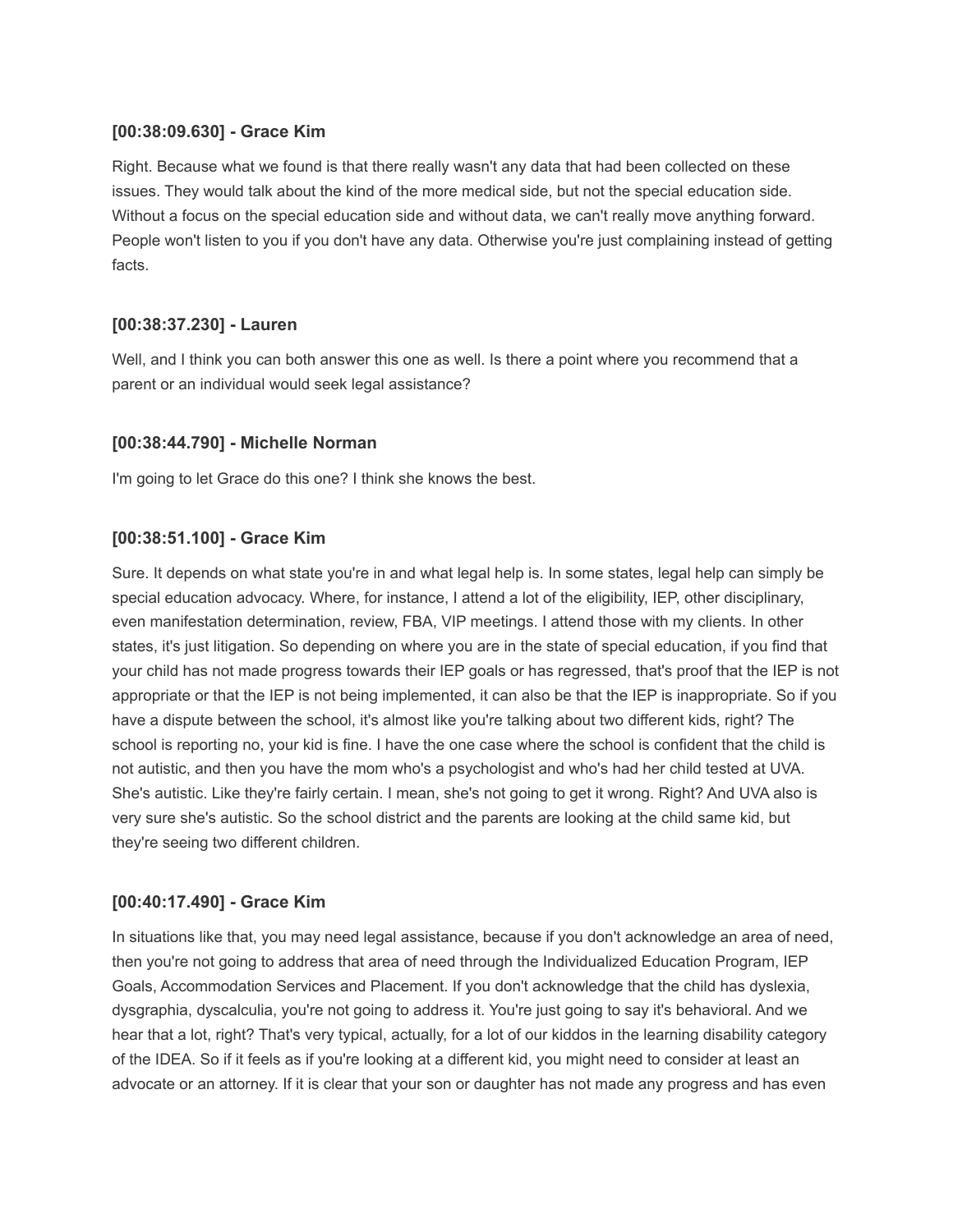**[00:38:09.630] - Grace Kim**

Right. Because what we found is that there really wasn't any data that had been collected on these issues. They would talk about the kind of the more medical side, but not the special education side. Without a focus on the special education side and without data, we can't really move anything forward. People won't listen to you if you don't have any data. Otherwise you're just complaining instead of getting facts.

**[00:38:37.230] - Lauren**

Well, and I think you can both answer this one as well. Is there a point where you recommend that a parent or an individual would seek legal assistance?

**[00:38:44.790] - Michelle Norman**

I'm going to let Grace do this one? I think she knows the best.

**[00:38:51.100] - Grace Kim**

Sure. It depends on what state you're in and what legal help is. In some states, legal help can simply be special education advocacy. Where, for instance, I attend a lot of the eligibility, IEP, other disciplinary, even manifestation determination, review, FBA, VIP meetings. I attend those with my clients. In other states, it's just litigation. So depending on where you are in the state of special education, if you find that your child has not made progress towards their IEP goals or has regressed, that's proof that the IEP is not appropriate or that the IEP is not being implemented, it can also be that the IEP is inappropriate. So if you have a dispute between the school, it's almost like you're talking about two different kids, right? The school is reporting no, your kid is fine. I have the one case where the school is confident that the child is not autistic, and then you have the mom who's a psychologist and who's had her child tested at UVA. She's autistic. Like they're fairly certain. I mean, she's not going to get it wrong. Right? And UVA also is very sure she's autistic. So the school district and the parents are looking at the child same kid, but they're seeing two different children.

**[00:40:17.490] - Grace Kim**

In situations like that, you may need legal assistance, because if you don't acknowledge an area of need, then you're not going to address that area of need through the Individualized Education Program, IEP Goals, Accommodation Services and Placement. If you don't acknowledge that the child has dyslexia, dysgraphia, dyscalculia, you're not going to address it. You're just going to say it's behavioral. And we hear that a lot, right? That's very typical, actually, for a lot of our kiddos in the learning disability category of the IDEA. So if it feels as if you're looking at a different kid, you might need to consider at least an advocate or an attorney. If it is clear that your son or daughter has not made any progress and has even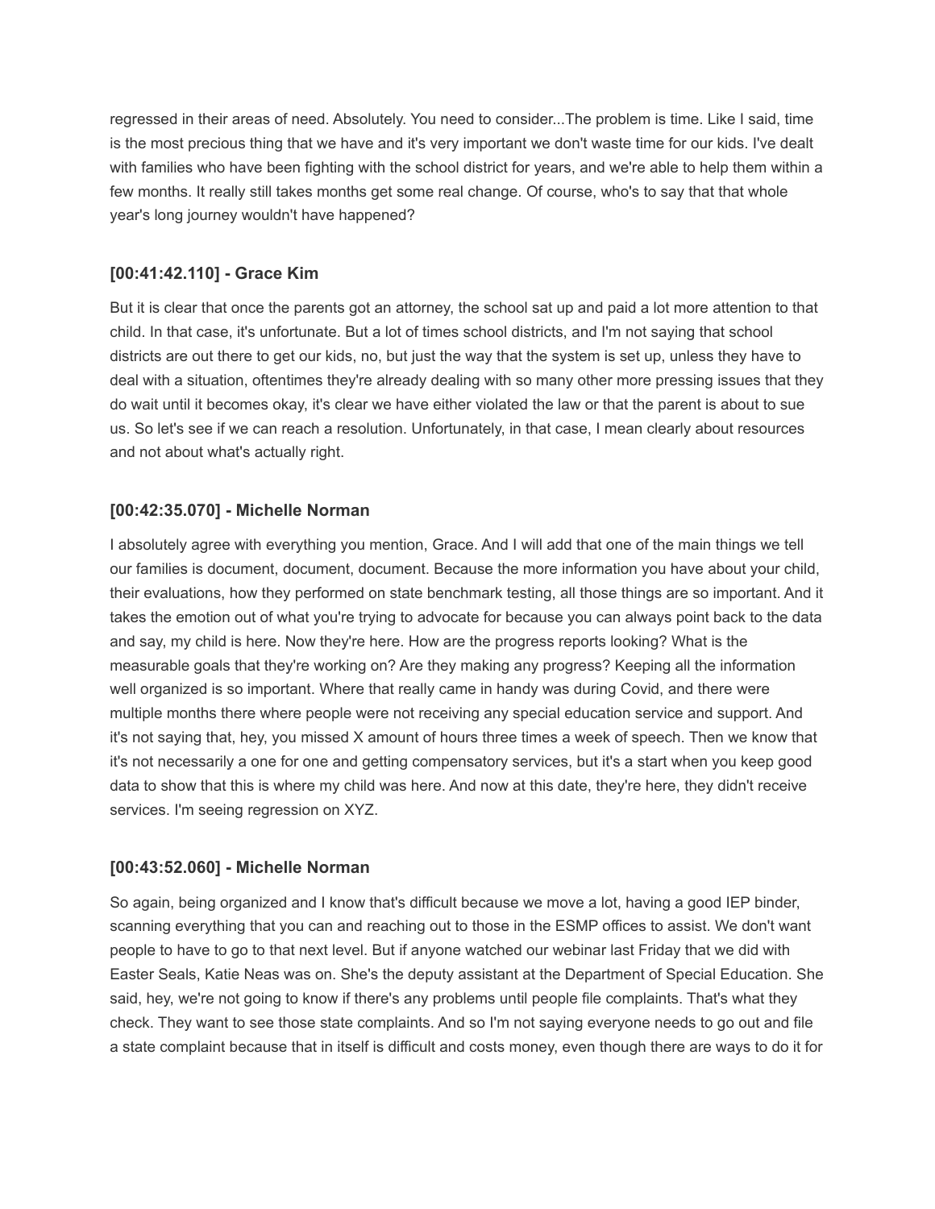regressed in their areas of need. Absolutely. You need to consider...The problem is time. Like I said, time is the most precious thing that we have and it's very important we don't waste time for our kids. I've dealt with families who have been fighting with the school district for years, and we're able to help them within a few months. It really still takes months get some real change. Of course, who's to say that that whole year's long journey wouldn't have happened?

### [00:41:42.110] - Grace Kim

But it is clear that once the parents got an attorney, the school sat up and paid a lot more attention to that child. In that case, it's unfortunate. But a lot of times school districts, and I'm not saying that school districts are out there to get our kids, no, but just the way that the system is set up, unless they have to deal with a situation, oftentimes they're already dealing with so many other more pressing issues that they do wait until it becomes okay, it's clear we have either violated the law or that the parent is about to sue us. So let's see if we can reach a resolution. Unfortunately, in that case, I mean clearly about resources and not about what's actually right.

### [00:42:35.070] - Michelle Norman

I absolutely agree with everything you mention, Grace. And I will add that one of the main things we tell our families is document, document, document. Because the more information you have about your child, their evaluations, how they performed on state benchmark testing, all those things are so important. And it takes the emotion out of what you're trying to advocate for because you can always point back to the data and say, my child is here. Now they're here. How are the progress reports looking? What is the measurable goals that they're working on? Are they making any progress? Keeping all the information well organized is so important. Where that really came in handy was during Covid, and there were multiple months there where people were not receiving any special education service and support. And it's not saying that, hey, you missed X amount of hours three times a week of speech. Then we know that it's not necessarily a one for one and getting compensatory services, but it's a start when you keep good data to show that this is where my child was here. And now at this date, they're here, they didn't receive services. I'm seeing regression on XYZ.

### [00:43:52.060] - Michelle Norman

So again, being organized and I know that's difficult because we move a lot, having a good IEP binder, scanning everything that you can and reaching out to those in the ESMP offices to assist. We don't want people to have to go to that next level. But if anyone watched our webinar last Friday that we did with Easter Seals, Katie Neas was on. She's the deputy assistant at the Department of Special Education. She said, hey, we're not going to know if there's any problems until people file complaints. That's what they check. They want to see those state complaints. And so I'm not saying everyone needs to go out and file a state complaint because that in itself is difficult and costs money, even though there are ways to do it for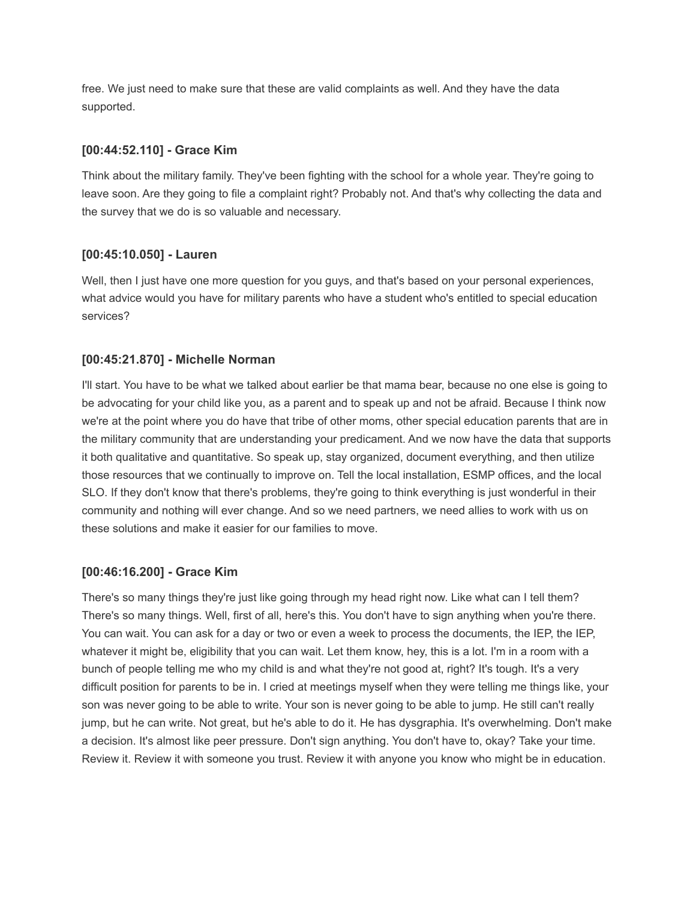free. We just need to make sure that these are valid complaints as well. And they have the data supported.

**[00:44:52.110] - Grace Kim**

Think about the military family. They've been fighting with the school for a whole year. They're going to leave soon. Are they going to file a complaint right? Probably not. And that's why collecting the data and the survey that we do is so valuable and necessary.

**[00:45:10.050] - Lauren**

Well, then I just have one more question for you guys, and that's based on your personal experiences, what advice would you have for military parents who have a student who's entitled to special education services?

**[00:45:21.870] - Michelle Norman**

I'll start. You have to be what we talked about earlier be that mama bear, because no one else is going to be advocating for your child like you, as a parent and to speak up and not be afraid. Because I think now we're at the point where you do have that tribe of other moms, other special education parents that are in the military community that are understanding your predicament. And we now have the data that supports it both qualitative and quantitative. So speak up, stay organized, document everything, and then utilize those resources that we continually to improve on. Tell the local installation, ESMP offices, and the local SLO. If they don't know that there's problems, they're going to think everything is just wonderful in their community and nothing will ever change. And so we need partners, we need allies to work with us on these solutions and make it easier for our families to move.

**[00:46:16.200] - Grace Kim**

There's so many things they're just like going through my head right now. Like what can I tell them? There's so many things. Well, first of all, here's this. You don't have to sign anything when you're there. You can wait. You can ask for a day or two or even a week to process the documents, the IEP, the IEP, whatever it might be, eligibility that you can wait. Let them know, hey, this is a lot. I'm in a room with a bunch of people telling me who my child is and what they're not good at, right? It's tough. It's a very difficult position for parents to be in. I cried at meetings myself when they were telling me things like, your son was never going to be able to write. Your son is never going to be able to jump. He still can't really jump, but he can write. Not great, but he's able to do it. He has dysgraphia. It's overwhelming. Don't make a decision. It's almost like peer pressure. Don't sign anything. You don't have to, okay? Take your time. Review it. Review it with someone you trust. Review it with anyone you know who might be in education.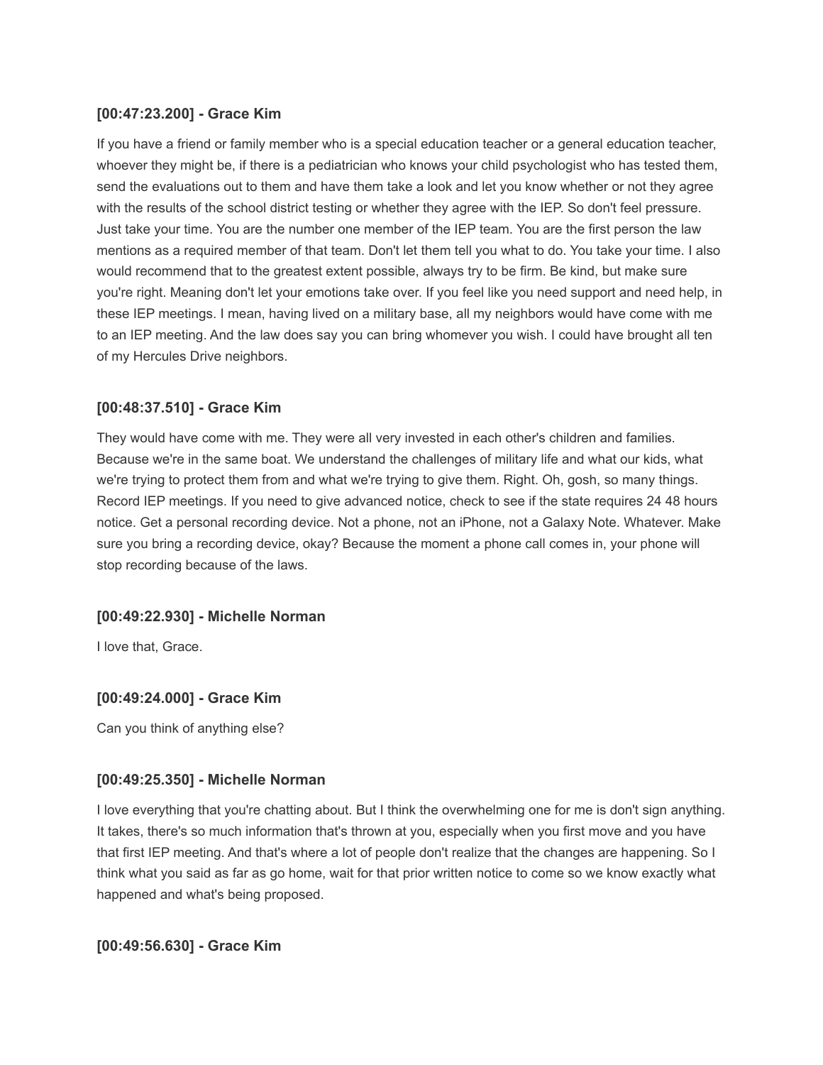### [00:47:23.200] - Grace Kim

If you have a friend or family member who is a special education teacher or a general education teacher, whoever they might be, if there is a pediatrician who knows your child psychologist who has tested them, send the evaluations out to them and have them take a look and let you know whether or not they agree with the results of the school district testing or whether they agree with the IEP. So don't feel pressure. Just take your time. You are the number one member of the IEP team. You are the first person the law mentions as a required member of that team. Don't let them tell you what to do. You take your time. I also would recommend that to the greatest extent possible, always try to be firm. Be kind, but make sure you're right. Meaning don't let your emotions take over. If you feel like you need support and need help, in these IEP meetings. I mean, having lived on a military base, all my neighbors would have come with me to an IEP meeting. And the law does say you can bring whomever you wish. I could have brought all ten of my Hercules Drive neighbors.

### [00:48:37.510] - Grace Kim

They would have come with me. They were all very invested in each other's children and families. Because we're in the same boat. We understand the challenges of military life and what our kids, what we're trying to protect them from and what we're trying to give them. Right. Oh, gosh, so many things. Record IEP meetings. If you need to give advanced notice, check to see if the state requires 24 48 hours notice. Get a personal recording device. Not a phone, not an iPhone, not a Galaxy Note. Whatever. Make sure you bring a recording device, okay? Because the moment a phone call comes in, your phone will stop recording because of the laws.

### [00:49:22.930] - Michelle Norman

I love that, Grace.

### [00:49:24.000] - Grace Kim

Can you think of anything else?

### [00:49:25.350] - Michelle Norman

I love everything that you're chatting about. But I think the overwhelming one for me is don't sign anything. It takes, there's so much information that's thrown at you, especially when you first move and you have that first IEP meeting. And that's where a lot of people don't realize that the changes are happening. So I think what you said as far as go home, wait for that prior written notice to come so we know exactly what happened and what's being proposed.

### [00:49:56.630] - Grace Kim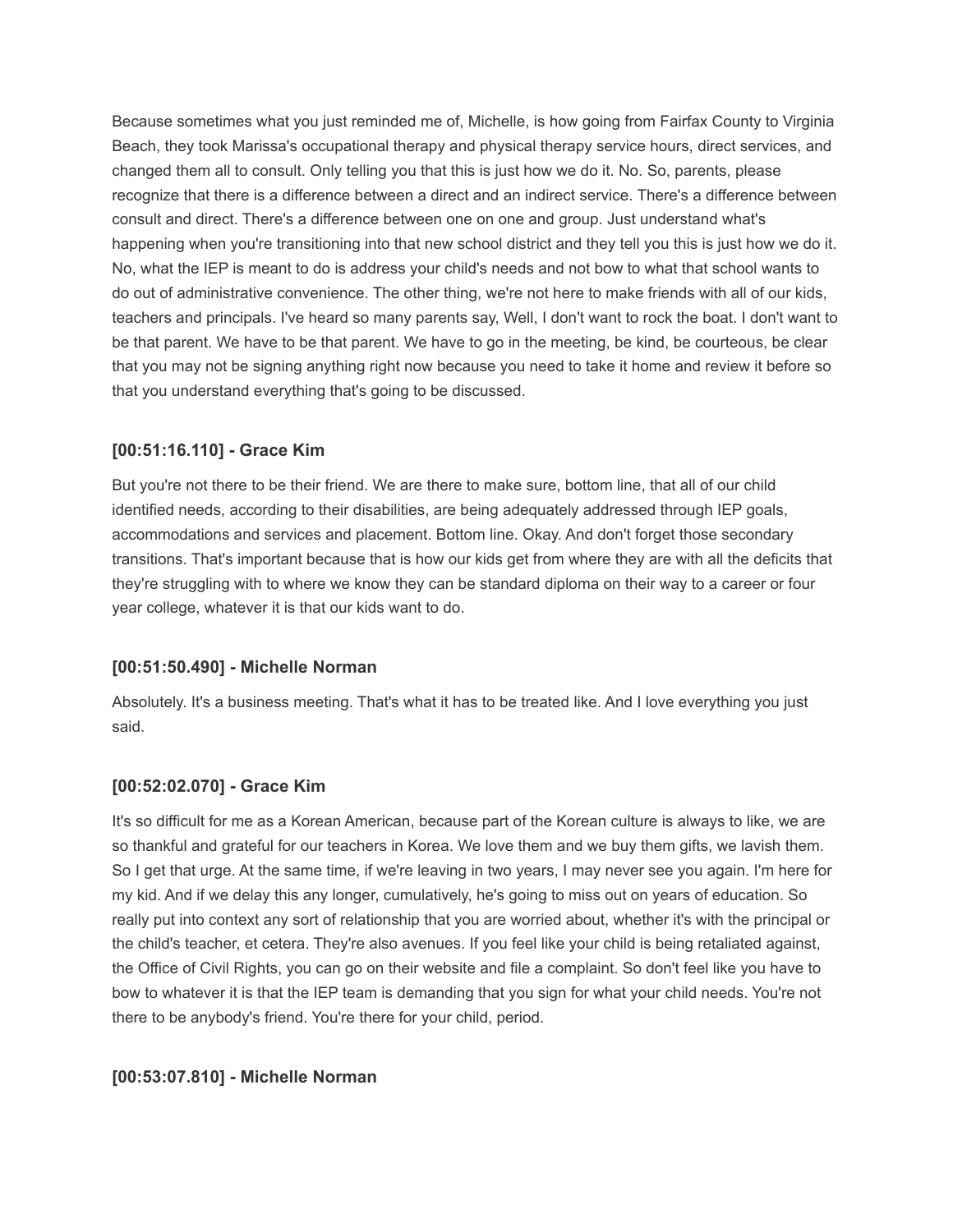Because sometimes what you just reminded me of, Michelle, is how going from Fairfax County to Virginia Beach, they took Marissa's occupational therapy and physical therapy service hours, direct services, and changed them all to consult. Only telling you that this is just how we do it. No. So, parents, please recognize that there is a difference between a direct and an indirect service. There's a difference between consult and direct. There's a difference between one on one and group. Just understand what's happening when you're transitioning into that new school district and they tell you this is just how we do it. No, what the IEP is meant to do is address your child's needs and not bow to what that school wants to do out of administrative convenience. The other thing, we're not here to make friends with all of our kids, teachers and principals. I've heard so many parents say, Well, I don't want to rock the boat. I don't want to be that parent. We have to be that parent. We have to go in the meeting, be kind, be courteous, be clear that you may not be signing anything right now because you need to take it home and review it before so that you understand everything that's going to be discussed.

### [00:51:16.110] - Grace Kim

But you're not there to be their friend. We are there to make sure, bottom line, that all of our child identified needs, according to their disabilities, are being adequately addressed through IEP goals, accommodations and services and placement. Bottom line. Okay. And don't forget those secondary transitions. That's important because that is how our kids get from where they are with all the deficits that they're struggling with to where we know they can be standard diploma on their way to a career or four year college, whatever it is that our kids want to do.

### [00:51:50.490] - Michelle Norman

Absolutely. It's a business meeting. That's what it has to be treated like. And I love everything you just said.

### [00:52:02.070] - Grace Kim

It's so difficult for me as a Korean American, because part of the Korean culture is always to like, we are so thankful and grateful for our teachers in Korea. We love them and we buy them gifts, we lavish them. So I get that urge. At the same time, if we're leaving in two years, I may never see you again. I'm here for my kid. And if we delay this any longer, cumulatively, he's going to miss out on years of education. So really put into context any sort of relationship that you are worried about, whether it's with the principal or the child's teacher, et cetera. They're also avenues. If you feel like your child is being retaliated against, the Office of Civil Rights, you can go on their website and file a complaint. So don't feel like you have to bow to whatever it is that the IEP team is demanding that you sign for what your child needs. You're not there to be anybody's friend. You're there for your child, period.

### [00:53:07.810] - Michelle Norman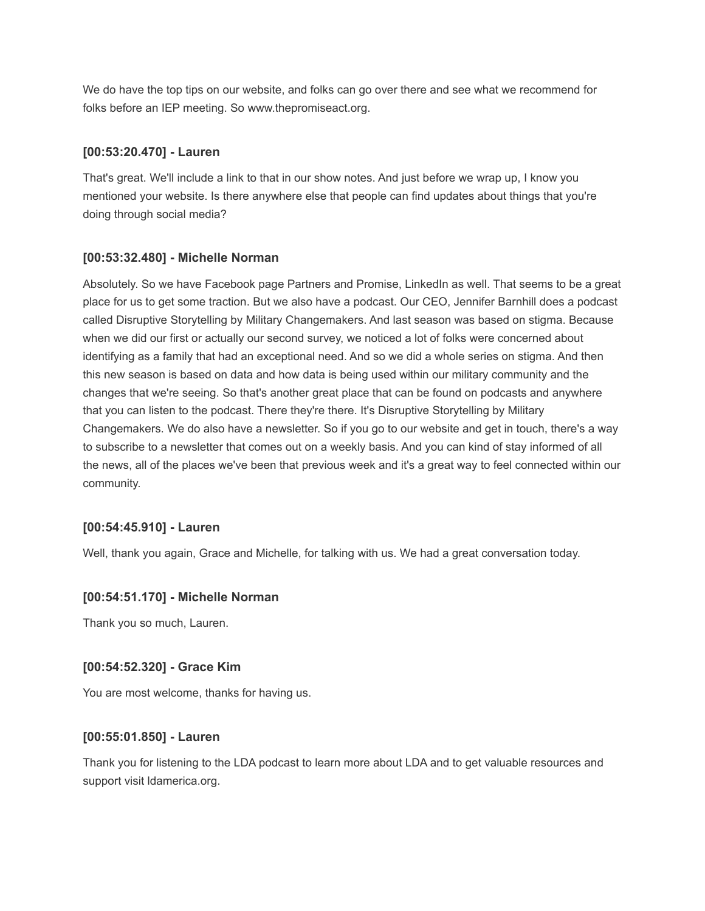We do have the top tips on our website, and folks can go over there and see what we recommend for folks before an IEP meeting. So www.thepromiseact.org.

**[00:53:20.470] - Lauren**

That's great. We'll include a link to that in our show notes. And just before we wrap up, I know you mentioned your website. Is there anywhere else that people can find updates about things that you're doing through social media?

**[00:53:32.480] - Michelle Norman**

Absolutely. So we have Facebook page Partners and Promise, LinkedIn as well. That seems to be a great place for us to get some traction. But we also have a podcast. Our CEO, Jennifer Barnhill does a podcast called Disruptive Storytelling by Military Changemakers. And last season was based on stigma. Because when we did our first or actually our second survey, we noticed a lot of folks were concerned about identifying as a family that had an exceptional need. And so we did a whole series on stigma. And then this new season is based on data and how data is being used within our military community and the changes that we're seeing. So that's another great place that can be found on podcasts and anywhere that you can listen to the podcast. There they're there. It's Disruptive Storytelling by Military Changemakers. We do also have a newsletter. So if you go to our website and get in touch, there's a way to subscribe to a newsletter that comes out on a weekly basis. And you can kind of stay informed of all the news, all of the places we've been that previous week and it's a great way to feel connected within our community.

**[00:54:45.910] - Lauren**

Well, thank you again, Grace and Michelle, for talking with us. We had a great conversation today.

**[00:54:51.170] - Michelle Norman**

Thank you so much, Lauren.

**[00:54:52.320] - Grace Kim**

You are most welcome, thanks for having us.

**[00:55:01.850] - Lauren**

Thank you for listening to the LDA podcast to learn more about LDA and to get valuable resources and support visit ldamerica.org.